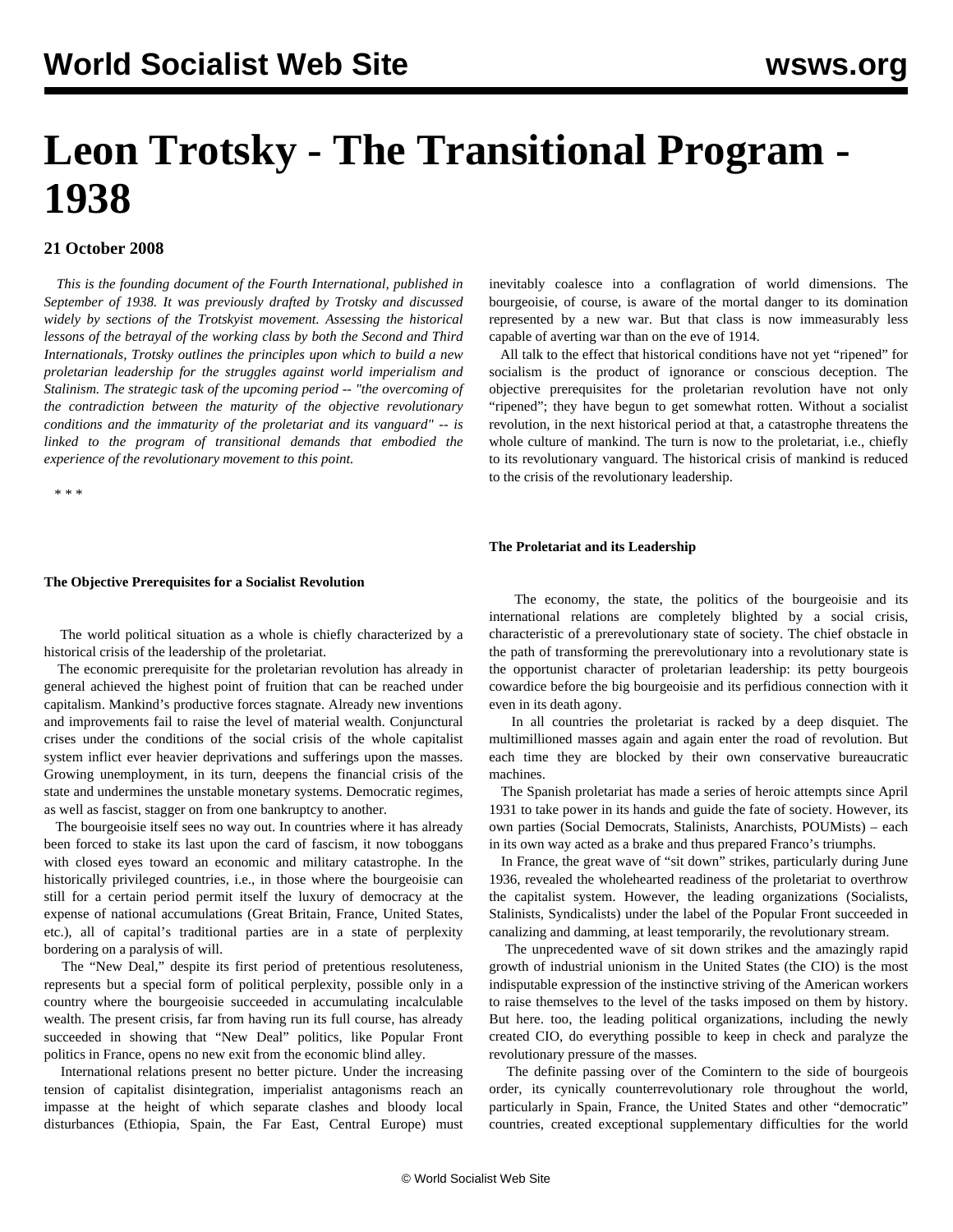# Leon Trotsky - The Transitional Program - 1938

**21 October 2008**

*This is the founding document of the Fourth International, published in September of 1938. It was previously drafted by Trotsky and discussed widely by sections of the Trotskyist movement. Assessing the historical lessons of the betrayal of the working class by both the Second and Third Internationals, Trotsky outlines the principles upon which to build a new proletarian leadership for the struggles against world imperialism and Stalinism. The strategic task of the upcoming period -- "the overcoming of the contradiction between the maturity of the objective revolutionary conditions and the immaturity of the proletariat and its vanguard" -- is linked to the program of transitional demands that embodied the experience of the revolutionary movement to this point.*

\* \* \*

#### The Objective Prerequisites for a Socialist Revolution

The world political situation as a whole is chiefly characterized by a historical crisis of the leadership of the proletariat.

The economic prerequisite for the proletarian revolution has already in general achieved the highest point of fruition that can be reached under capitalism. Mankind's productive forces stagnate. Already new inventions and improvements fail to raise the level of material wealth. Conjunctural crises under the conditions of the social crisis of the whole capitalist system inflict ever heavier deprivations and sufferings upon the masses. Growing unemployment, in its turn, deepens the financial crisis of the state and undermines the unstable monetary systems. Democratic regimes, as well as fascist, stagger on from one bankruptcy to another.

The bourgeoisie itself sees no way out. In countries where it has already been forced to stake its last upon the card of fascism, it now toboggans with closed eyes toward an economic and military catastrophe. In the historically privileged countries, i.e., in those where the bourgeoisie can still for a certain period permit itself the luxury of democracy at the expense of national accumulations (Great Britain, France, United States, etc.), all of capital's traditional parties are in a state of perplexity bordering on a paralysis of will.

The "New Deal," despite its first period of pretentious resoluteness, represents but a special form of political perplexity, possible only in a country where the bourgeoisie succeeded in accumulating incalculable wealth. The present crisis, far from having run its full course, has already succeeded in showing that "New Deal" politics, like Popular Front politics in France, opens no new exit from the economic blind alley.

International relations present no better picture. Under the increasing tension of capitalist disintegration, imperialist antagonisms reach an impasse at the height of which separate clashes and bloody local disturbances (Ethiopia, Spain, the Far East, Central Europe) must inevitably coalesce into a conflagration of world dimensions. The bourgeoisie, of course, is aware of the mortal danger to its domination represented by a new war. But that class is now immeasurably less capable of averting war than on the eve of 1914.

All talk to the effect that historical conditions have not yet "ripened" for socialism is the product of ignorance or conscious deception. The objective prerequisites for the proletarian revolution have not only "ripened"; they have begun to get somewhat rotten. Without a socialist revolution, in the next historical period at that, a catastrophe threatens the whole culture of mankind. The turn is now to the proletariat, i.e., chiefly to its revolutionary vanguard. The historical crisis of mankind is reduced to the crisis of the revolutionary leadership.

#### The Proletariat and its Leadership

The economy, the state, the politics of the bourgeoisie and its international relations are completely blighted by a social crisis, characteristic of a prerevolutionary state of society. The chief obstacle in the path of transforming the prerevolutionary into a revolutionary state is the opportunist character of proletarian leadership: its petty bourgeois cowardice before the big bourgeoisie and its perfidious connection with it even in its death agony.

In all countries the proletariat is racked by a deep disquiet. The multimillioned masses again and again enter the road of revolution. But each time they are blocked by their own conservative bureaucratic machines.

The Spanish proletariat has made a series of heroic attempts since April 1931 to take power in its hands and guide the fate of society. However, its own parties (Social Democrats, Stalinists, Anarchists, POUMists) – each in its own way acted as a brake and thus prepared Franco's triumphs.

In France, the great wave of "sit down" strikes, particularly during June 1936, revealed the wholehearted readiness of the proletariat to overthrow the capitalist system. However, the leading organizations (Socialists, Stalinists, Syndicalists) under the label of the Popular Front succeeded in canalizing and damming, at least temporarily, the revolutionary stream.

The unprecedented wave of sit down strikes and the amazingly rapid growth of industrial unionism in the United States (the CIO) is the most indisputable expression of the instinctive striving of the American workers to raise themselves to the level of the tasks imposed on them by history. But here. too, the leading political organizations, including the newly created CIO, do everything possible to keep in check and paralyze the revolutionary pressure of the masses.

The definite passing over of the Comintern to the side of bourgeois order, its cynically counterrevolutionary role throughout the world, particularly in Spain, France, the United States and other "democratic" countries, created exceptional supplementary difficulties for the world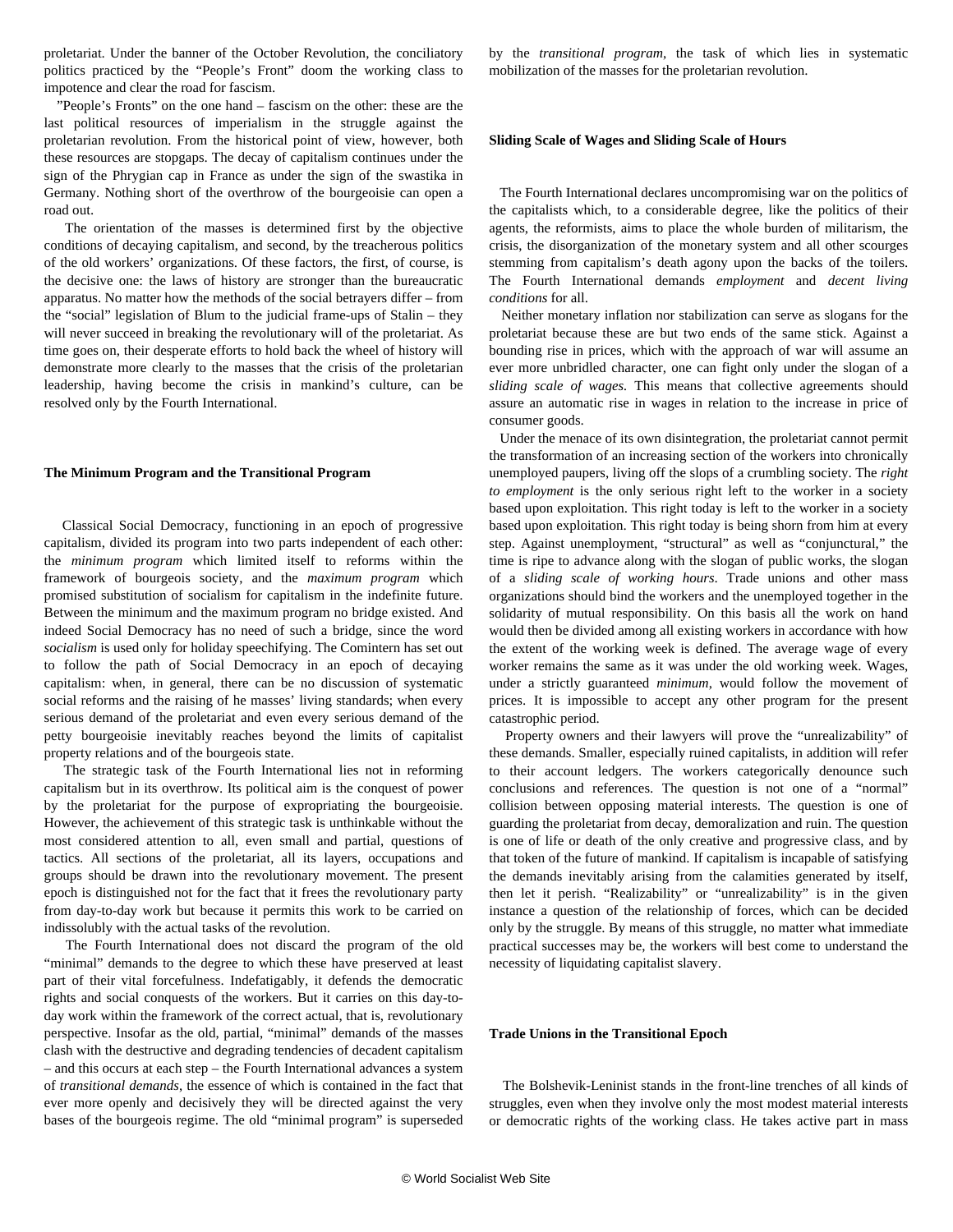proletariat. Under the banner of the October Revolution, the conciliatory politics practiced by the "People's Front" doom the working class to impotence and clear the road for fascism.

"People's Fronts" on the one hand – fascism on the other: these are the last political resources of imperialism in the struggle against the proletarian revolution. From the historical point of view, however, both these resources are stopgaps. The decay of capitalism continues under the sign of the Phrygian cap in France as under the sign of the swastika in Germany. Nothing short of the overthrow of the bourgeoisie can open a road out.

The orientation of the masses is determined first by the objective conditions of decaying capitalism, and second, by the treacherous politics of the old workers' organizations. Of these factors, the first, of course, is the decisive one: the laws of history are stronger than the bureaucratic apparatus. No matter how the methods of the social betrayers differ – from the "social" legislation of Blum to the judicial frame-ups of Stalin – they will never succeed in breaking the revolutionary will of the proletariat. As time goes on, their desperate efforts to hold back the wheel of history will demonstrate more clearly to the masses that the crisis of the proletarian leadership, having become the crisis in mankind's culture, can be resolved only by the Fourth International.

**The Minimum Program and the Transitional Program**

Classical Social Democracy, functioning in an epoch of progressive capitalism, divided its program into two parts independent of each other: the *minimum program* which limited itself to reforms within the framework of bourgeois society, and the *maximum program* which promised substitution of socialism for capitalism in the indefinite future. Between the minimum and the maximum program no bridge existed. And indeed Social Democracy has no need of such a bridge, since the word *socialism* is used only for holiday speechifying. The Comintern has set out to follow the path of Social Democracy in an epoch of decaying capitalism: when, in general, there can be no discussion of systematic social reforms and the raising of he masses' living standards; when every serious demand of the proletariat and even every serious demand of the petty bourgeoisie inevitably reaches beyond the limits of capitalist property relations and of the bourgeois state.

The strategic task of the Fourth International lies not in reforming capitalism but in its overthrow. Its political aim is the conquest of power by the proletariat for the purpose of expropriating the bourgeoisie. However, the achievement of this strategic task is unthinkable without the most considered attention to all, even small and partial, questions of tactics. All sections of the proletariat, all its layers, occupations and groups should be drawn into the revolutionary movement. The present epoch is distinguished not for the fact that it frees the revolutionary party from day-to-day work but because it permits this work to be carried on indissolubly with the actual tasks of the revolution.

The Fourth International does not discard the program of the old "minimal" demands to the degree to which these have preserved at least part of their vital forcefulness. Indefatigably, it defends the democratic rights and social conquests of the workers. But it carries on this day-to-day work within the framework of the correct actual, that is, revolutionary perspective. Insofar as the old, partial, "minimal" demands of the masses clash with the destructive and degrading tendencies of decadent capitalism – and this occurs at each step – the Fourth International advances a system of *transitional demands*, the essence of which is contained in the fact that ever more openly and decisively they will be directed against the very bases of the bourgeois regime. The old "minimal program" is superseded by the *transitional program*, the task of which lies in systematic mobilization of the masses for the proletarian revolution.

**Sliding Scale of Wages and Sliding Scale of Hours**

The Fourth International declares uncompromising war on the politics of the capitalists which, to a considerable degree, like the politics of their agents, the reformists, aims to place the whole burden of militarism, the crisis, the disorganization of the monetary system and all other scourges stemming from capitalism's death agony upon the backs of the toilers. The Fourth International demands *employment* and *decent living conditions* for all.

Neither monetary inflation nor stabilization can serve as slogans for the proletariat because these are but two ends of the same stick. Against a bounding rise in prices, which with the approach of war will assume an ever more unbridled character, one can fight only under the slogan of a *sliding scale of wages.* This means that collective agreements should assure an automatic rise in wages in relation to the increase in price of consumer goods.

Under the menace of its own disintegration, the proletariat cannot permit the transformation of an increasing section of the workers into chronically unemployed paupers, living off the slops of a crumbling society. The *right to employment* is the only serious right left to the worker in a society based upon exploitation. This right today is left to the worker in a society based upon exploitation. This right today is being shorn from him at every step. Against unemployment, "structural" as well as "conjunctural," the time is ripe to advance along with the slogan of public works, the slogan of a *sliding scale of working hours*. Trade unions and other mass organizations should bind the workers and the unemployed together in the solidarity of mutual responsibility. On this basis all the work on hand would then be divided among all existing workers in accordance with how the extent of the working week is defined. The average wage of every worker remains the same as it was under the old working week. Wages, under a strictly guaranteed *minimum*, would follow the movement of prices. It is impossible to accept any other program for the present catastrophic period.

Property owners and their lawyers will prove the "unrealizability" of these demands. Smaller, especially ruined capitalists, in addition will refer to their account ledgers. The workers categorically denounce such conclusions and references. The question is not one of a "normal" collision between opposing material interests. The question is one of guarding the proletariat from decay, demoralization and ruin. The question is one of life or death of the only creative and progressive class, and by that token of the future of mankind. If capitalism is incapable of satisfying the demands inevitably arising from the calamities generated by itself, then let it perish. "Realizability" or "unrealizability" is in the given instance a question of the relationship of forces, which can be decided only by the struggle. By means of this struggle, no matter what immediate practical successes may be, the workers will best come to understand the necessity of liquidating capitalist slavery.

**Trade Unions in the Transitional Epoch**

The Bolshevik-Leninist stands in the front-line trenches of all kinds of struggles, even when they involve only the most modest material interests or democratic rights of the working class. He takes active part in mass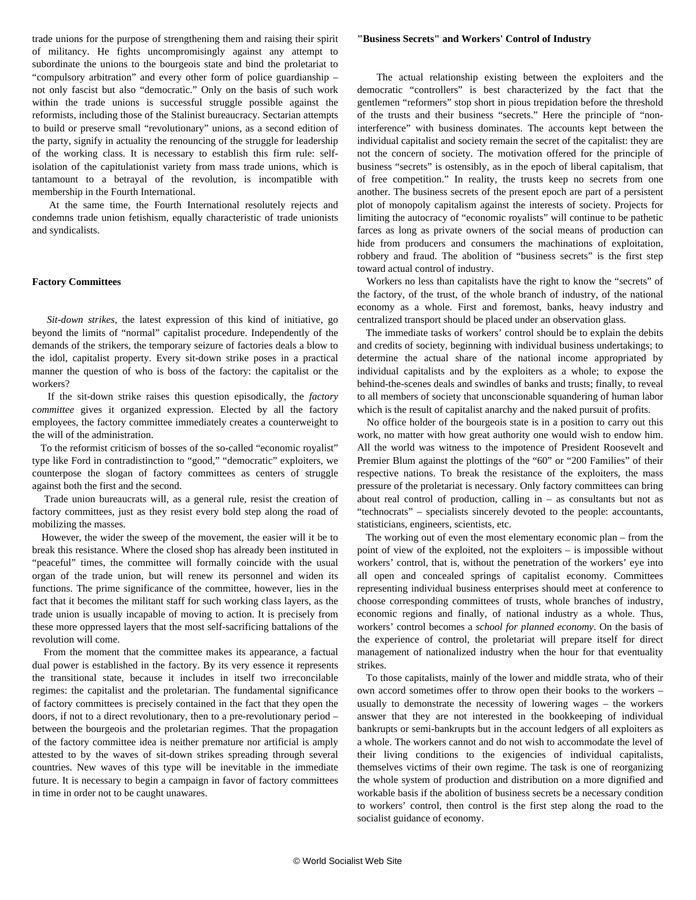trade unions for the purpose of strengthening them and raising their spirit of militancy. He fights uncompromisingly against any attempt to subordinate the unions to the bourgeois state and bind the proletariat to “compulsory arbitration” and every other form of police guardianship – not only fascist but also “democratic.” Only on the basis of such work within the trade unions is successful struggle possible against the reformists, including those of the Stalinist bureaucracy. Sectarian attempts to build or preserve small “revolutionary” unions, as a second edition of the party, signify in actuality the renouncing of the struggle for leadership of the working class. It is necessary to establish this firm rule: self-isolation of the capitulationist variety from mass trade unions, which is tantamount to a betrayal of the revolution, is incompatible with membership in the Fourth International.

At the same time, the Fourth International resolutely rejects and condemns trade union fetishism, equally characteristic of trade unionists and syndicalists.

**Factory Committees**

*Sit-down strikes*, the latest expression of this kind of initiative, go beyond the limits of “normal” capitalist procedure. Independently of the demands of the strikers, the temporary seizure of factories deals a blow to the idol, capitalist property. Every sit-down strike poses in a practical manner the question of who is boss of the factory: the capitalist or the workers?

If the sit-down strike raises this question episodically, the *factory committee* gives it organized expression. Elected by all the factory employees, the factory committee immediately creates a counterweight to the will of the administration.

To the reformist criticism of bosses of the so-called “economic royalist” type like Ford in contradistinction to “good,” “democratic” exploiters, we counterpose the slogan of factory committees as centers of struggle against both the first and the second.

Trade union bureaucrats will, as a general rule, resist the creation of factory committees, just as they resist every bold step along the road of mobilizing the masses.

However, the wider the sweep of the movement, the easier will it be to break this resistance. Where the closed shop has already been instituted in “peaceful” times, the committee will formally coincide with the usual organ of the trade union, but will renew its personnel and widen its functions. The prime significance of the committee, however, lies in the fact that it becomes the militant staff for such working class layers, as the trade union is usually incapable of moving to action. It is precisely from these more oppressed layers that the most self-sacrificing battalions of the revolution will come.

From the moment that the committee makes its appearance, a factual dual power is established in the factory. By its very essence it represents the transitional state, because it includes in itself two irreconcilable regimes: the capitalist and the proletarian. The fundamental significance of factory committees is precisely contained in the fact that they open the doors, if not to a direct revolutionary, then to a pre-revolutionary period – between the bourgeois and the proletarian regimes. That the propagation of the factory committee idea is neither premature nor artificial is amply attested to by the waves of sit-down strikes spreading through several countries. New waves of this type will be inevitable in the immediate future. It is necessary to begin a campaign in favor of factory committees in time in order not to be caught unawares.

**"Business Secrets" and Workers' Control of Industry**

The actual relationship existing between the exploiters and the democratic “controllers” is best characterized by the fact that the gentlemen “reformers” stop short in pious trepidation before the threshold of the trusts and their business “secrets.” Here the principle of “non-interference” with business dominates. The accounts kept between the individual capitalist and society remain the secret of the capitalist: they are not the concern of society. The motivation offered for the principle of business “secrets” is ostensibly, as in the epoch of liberal capitalism, that of free competition.” In reality, the trusts keep no secrets from one another. The business secrets of the present epoch are part of a persistent plot of monopoly capitalism against the interests of society. Projects for limiting the autocracy of “economic royalists” will continue to be pathetic farces as long as private owners of the social means of production can hide from producers and consumers the machinations of exploitation, robbery and fraud. The abolition of “business secrets” is the first step toward actual control of industry.

Workers no less than capitalists have the right to know the “secrets” of the factory, of the trust, of the whole branch of industry, of the national economy as a whole. First and foremost, banks, heavy industry and centralized transport should be placed under an observation glass.

The immediate tasks of workers’ control should be to explain the debits and credits of society, beginning with individual business undertakings; to determine the actual share of the national income appropriated by individual capitalists and by the exploiters as a whole; to expose the behind-the-scenes deals and swindles of banks and trusts; finally, to reveal to all members of society that unconscionable squandering of human labor which is the result of capitalist anarchy and the naked pursuit of profits.

No office holder of the bourgeois state is in a position to carry out this work, no matter with how great authority one would wish to endow him. All the world was witness to the impotence of President Roosevelt and Premier Blum against the plottings of the “60” or “200 Families” of their respective nations. To break the resistance of the exploiters, the mass pressure of the proletariat is necessary. Only factory committees can bring about real control of production, calling in – as consultants but not as “technocrats” – specialists sincerely devoted to the people: accountants, statisticians, engineers, scientists, etc.

The working out of even the most elementary economic plan – from the point of view of the exploited, not the exploiters – is impossible without workers’ control, that is, without the penetration of the workers’ eye into all open and concealed springs of capitalist economy. Committees representing individual business enterprises should meet at conference to choose corresponding committees of trusts, whole branches of industry, economic regions and finally, of national industry as a whole. Thus, workers’ control becomes a *school for planned economy*. On the basis of the experience of control, the proletariat will prepare itself for direct management of nationalized industry when the hour for that eventuality strikes.

To those capitalists, mainly of the lower and middle strata, who of their own accord sometimes offer to throw open their books to the workers – usually to demonstrate the necessity of lowering wages – the workers answer that they are not interested in the bookkeeping of individual bankrupts or semi-bankrupts but in the account ledgers of all exploiters as a whole. The workers cannot and do not wish to accommodate the level of their living conditions to the exigencies of individual capitalists, themselves victims of their own regime. The task is one of reorganizing the whole system of production and distribution on a more dignified and workable basis if the abolition of business secrets be a necessary condition to workers’ control, then control is the first step along the road to the socialist guidance of economy.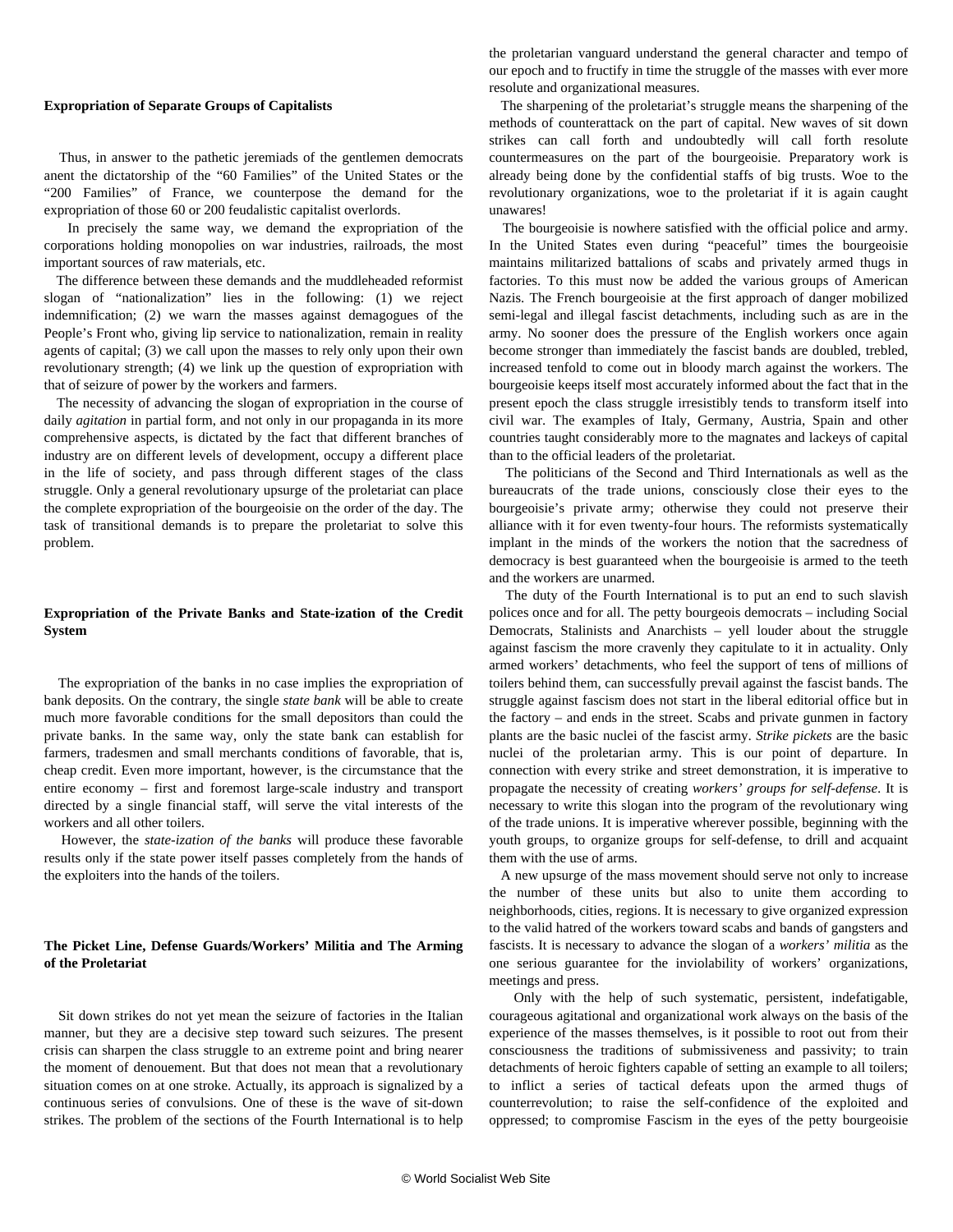### Expropriation of Separate Groups of Capitalists

Thus, in answer to the pathetic jeremiads of the gentlemen democrats anent the dictatorship of the “60 Families” of the United States or the “200 Families” of France, we counterpose the demand for the expropriation of those 60 or 200 feudalistic capitalist overlords.

In precisely the same way, we demand the expropriation of the corporations holding monopolies on war industries, railroads, the most important sources of raw materials, etc.

The difference between these demands and the muddleheaded reformist slogan of “nationalization” lies in the following: (1) we reject indemnification; (2) we warn the masses against demagogues of the People’s Front who, giving lip service to nationalization, remain in reality agents of capital; (3) we call upon the masses to rely only upon their own revolutionary strength; (4) we link up the question of expropriation with that of seizure of power by the workers and farmers.

The necessity of advancing the slogan of expropriation in the course of daily *agitation* in partial form, and not only in our propaganda in its more comprehensive aspects, is dictated by the fact that different branches of industry are on different levels of development, occupy a different place in the life of society, and pass through different stages of the class struggle. Only a general revolutionary upsurge of the proletariat can place the complete expropriation of the bourgeoisie on the order of the day. The task of transitional demands is to prepare the proletariat to solve this problem.

### Expropriation of the Private Banks and State-ization of the Credit System

The expropriation of the banks in no case implies the expropriation of bank deposits. On the contrary, the single *state bank* will be able to create much more favorable conditions for the small depositors than could the private banks. In the same way, only the state bank can establish for farmers, tradesmen and small merchants conditions of favorable, that is, cheap credit. Even more important, however, is the circumstance that the entire economy – first and foremost large-scale industry and transport directed by a single financial staff, will serve the vital interests of the workers and all other toilers.

However, the *state-ization of the banks* will produce these favorable results only if the state power itself passes completely from the hands of the exploiters into the hands of the toilers.

### The Picket Line, Defense Guards/Workers’ Militia and The Arming of the Proletariat

Sit down strikes do not yet mean the seizure of factories in the Italian manner, but they are a decisive step toward such seizures. The present crisis can sharpen the class struggle to an extreme point and bring nearer the moment of denouement. But that does not mean that a revolutionary situation comes on at one stroke. Actually, its approach is signalized by a continuous series of convulsions. One of these is the wave of sit-down strikes. The problem of the sections of the Fourth International is to help the proletarian vanguard understand the general character and tempo of our epoch and to fructify in time the struggle of the masses with ever more resolute and organizational measures.

The sharpening of the proletariat’s struggle means the sharpening of the methods of counterattack on the part of capital. New waves of sit down strikes can call forth and undoubtedly will call forth resolute countermeasures on the part of the bourgeoisie. Preparatory work is already being done by the confidential staffs of big trusts. Woe to the revolutionary organizations, woe to the proletariat if it is again caught unawares!

The bourgeoisie is nowhere satisfied with the official police and army. In the United States even during “peaceful” times the bourgeoisie maintains militarized battalions of scabs and privately armed thugs in factories. To this must now be added the various groups of American Nazis. The French bourgeoisie at the first approach of danger mobilized semi-legal and illegal fascist detachments, including such as are in the army. No sooner does the pressure of the English workers once again become stronger than immediately the fascist bands are doubled, trebled, increased tenfold to come out in bloody march against the workers. The bourgeoisie keeps itself most accurately informed about the fact that in the present epoch the class struggle irresistibly tends to transform itself into civil war. The examples of Italy, Germany, Austria, Spain and other countries taught considerably more to the magnates and lackeys of capital than to the official leaders of the proletariat.

The politicians of the Second and Third Internationals as well as the bureaucrats of the trade unions, consciously close their eyes to the bourgeoisie’s private army; otherwise they could not preserve their alliance with it for even twenty-four hours. The reformists systematically implant in the minds of the workers the notion that the sacredness of democracy is best guaranteed when the bourgeoisie is armed to the teeth and the workers are unarmed.

The duty of the Fourth International is to put an end to such slavish polices once and for all. The petty bourgeois democrats – including Social Democrats, Stalinists and Anarchists – yell louder about the struggle against fascism the more cravenly they capitulate to it in actuality. Only armed workers’ detachments, who feel the support of tens of millions of toilers behind them, can successfully prevail against the fascist bands. The struggle against fascism does not start in the liberal editorial office but in the factory – and ends in the street. Scabs and private gunmen in factory plants are the basic nuclei of the fascist army. *Strike pickets* are the basic nuclei of the proletarian army. This is our point of departure. In connection with every strike and street demonstration, it is imperative to propagate the necessity of creating *workers’ groups for self-defense*. It is necessary to write this slogan into the program of the revolutionary wing of the trade unions. It is imperative wherever possible, beginning with the youth groups, to organize groups for self-defense, to drill and acquaint them with the use of arms.

A new upsurge of the mass movement should serve not only to increase the number of these units but also to unite them according to neighborhoods, cities, regions. It is necessary to give organized expression to the valid hatred of the workers toward scabs and bands of gangsters and fascists. It is necessary to advance the slogan of a *workers’ militia* as the one serious guarantee for the inviolability of workers’ organizations, meetings and press.

Only with the help of such systematic, persistent, indefatigable, courageous agitational and organizational work always on the basis of the experience of the masses themselves, is it possible to root out from their consciousness the traditions of submissiveness and passivity; to train detachments of heroic fighters capable of setting an example to all toilers; to inflict a series of tactical defeats upon the armed thugs of counterrevolution; to raise the self-confidence of the exploited and oppressed; to compromise Fascism in the eyes of the petty bourgeoisie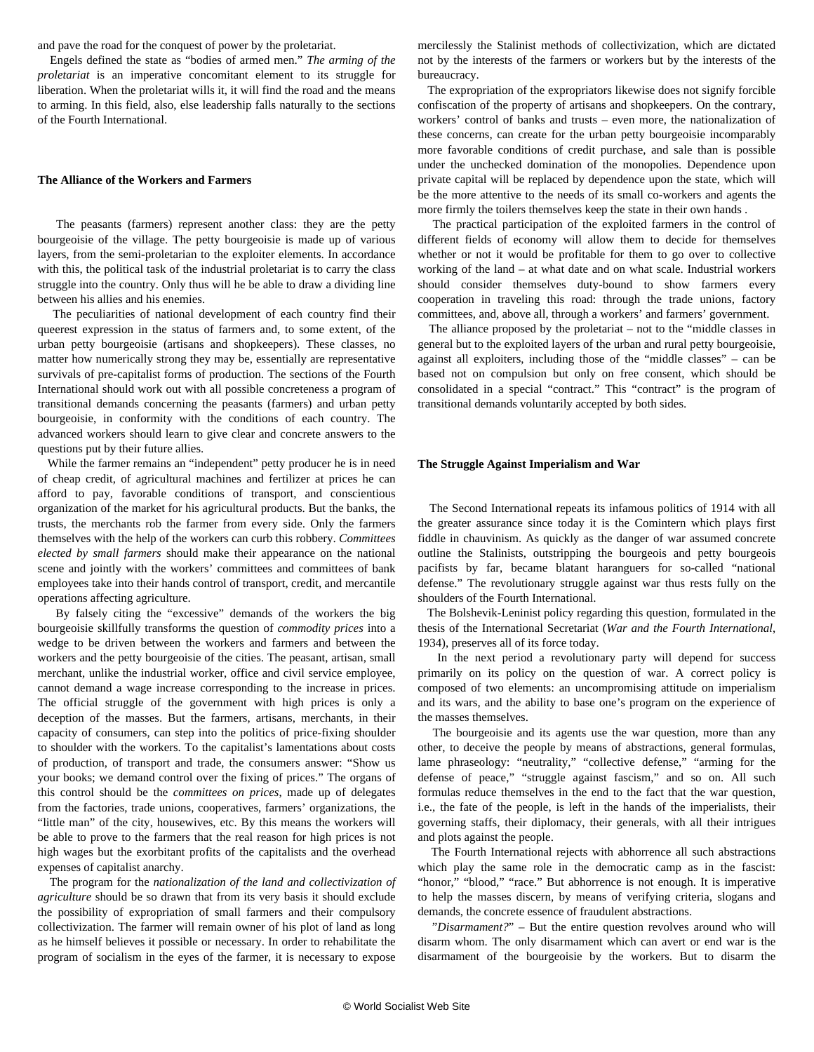and pave the road for the conquest of power by the proletariat.

Engels defined the state as "bodies of armed men." *The arming of the proletariat* is an imperative concomitant element to its struggle for liberation. When the proletariat wills it, it will find the road and the means to arming. In this field, also, else leadership falls naturally to the sections of the Fourth International.

### The Alliance of the Workers and Farmers

The peasants (farmers) represent another class: they are the petty bourgeoisie of the village. The petty bourgeoisie is made up of various layers, from the semi-proletarian to the exploiter elements. In accordance with this, the political task of the industrial proletariat is to carry the class struggle into the country. Only thus will he be able to draw a dividing line between his allies and his enemies.

The peculiarities of national development of each country find their queerest expression in the status of farmers and, to some extent, of the urban petty bourgeoisie (artisans and shopkeepers). These classes, no matter how numerically strong they may be, essentially are representative survivals of pre-capitalist forms of production. The sections of the Fourth International should work out with all possible concreteness a program of transitional demands concerning the peasants (farmers) and urban petty bourgeoisie, in conformity with the conditions of each country. The advanced workers should learn to give clear and concrete answers to the questions put by their future allies.

While the farmer remains an "independent" petty producer he is in need of cheap credit, of agricultural machines and fertilizer at prices he can afford to pay, favorable conditions of transport, and conscientious organization of the market for his agricultural products. But the banks, the trusts, the merchants rob the farmer from every side. Only the farmers themselves with the help of the workers can curb this robbery. *Committees elected by small farmers* should make their appearance on the national scene and jointly with the workers' committees and committees of bank employees take into their hands control of transport, credit, and mercantile operations affecting agriculture.

By falsely citing the "excessive" demands of the workers the big bourgeoisie skillfully transforms the question of *commodity prices* into a wedge to be driven between the workers and farmers and between the workers and the petty bourgeoisie of the cities. The peasant, artisan, small merchant, unlike the industrial worker, office and civil service employee, cannot demand a wage increase corresponding to the increase in prices. The official struggle of the government with high prices is only a deception of the masses. But the farmers, artisans, merchants, in their capacity of consumers, can step into the politics of price-fixing shoulder to shoulder with the workers. To the capitalist's lamentations about costs of production, of transport and trade, the consumers answer: "Show us your books; we demand control over the fixing of prices." The organs of this control should be the *committees on prices*, made up of delegates from the factories, trade unions, cooperatives, farmers' organizations, the "little man" of the city, housewives, etc. By this means the workers will be able to prove to the farmers that the real reason for high prices is not high wages but the exorbitant profits of the capitalists and the overhead expenses of capitalist anarchy.

The program for the *nationalization of the land and collectivization of agriculture* should be so drawn that from its very basis it should exclude the possibility of expropriation of small farmers and their compulsory collectivization. The farmer will remain owner of his plot of land as long as he himself believes it possible or necessary. In order to rehabilitate the program of socialism in the eyes of the farmer, it is necessary to expose mercilessly the Stalinist methods of collectivization, which are dictated not by the interests of the farmers or workers but by the interests of the bureaucracy.

The expropriation of the expropriators likewise does not signify forcible confiscation of the property of artisans and shopkeepers. On the contrary, workers' control of banks and trusts – even more, the nationalization of these concerns, can create for the urban petty bourgeoisie incomparably more favorable conditions of credit purchase, and sale than is possible under the unchecked domination of the monopolies. Dependence upon private capital will be replaced by dependence upon the state, which will be the more attentive to the needs of its small co-workers and agents the more firmly the toilers themselves keep the state in their own hands .

The practical participation of the exploited farmers in the control of different fields of economy will allow them to decide for themselves whether or not it would be profitable for them to go over to collective working of the land – at what date and on what scale. Industrial workers should consider themselves duty-bound to show farmers every cooperation in traveling this road: through the trade unions, factory committees, and, above all, through a workers' and farmers' government.

The alliance proposed by the proletariat – not to the "middle classes in general but to the exploited layers of the urban and rural petty bourgeoisie, against all exploiters, including those of the "middle classes" – can be based not on compulsion but only on free consent, which should be consolidated in a special "contract." This "contract" is the program of transitional demands voluntarily accepted by both sides.

### The Struggle Against Imperialism and War

The Second International repeats its infamous politics of 1914 with all the greater assurance since today it is the Comintern which plays first fiddle in chauvinism. As quickly as the danger of war assumed concrete outline the Stalinists, outstripping the bourgeois and petty bourgeois pacifists by far, became blatant haranguers for so-called "national defense." The revolutionary struggle against war thus rests fully on the shoulders of the Fourth International.

The Bolshevik-Leninist policy regarding this question, formulated in the thesis of the International Secretariat (*War and the Fourth International*, 1934), preserves all of its force today.

In the next period a revolutionary party will depend for success primarily on its policy on the question of war. A correct policy is composed of two elements: an uncompromising attitude on imperialism and its wars, and the ability to base one's program on the experience of the masses themselves.

The bourgeoisie and its agents use the war question, more than any other, to deceive the people by means of abstractions, general formulas, lame phraseology: "neutrality," "collective defense," "arming for the defense of peace," "struggle against fascism," and so on. All such formulas reduce themselves in the end to the fact that the war question, i.e., the fate of the people, is left in the hands of the imperialists, their governing staffs, their diplomacy, their generals, with all their intrigues and plots against the people.

The Fourth International rejects with abhorrence all such abstractions which play the same role in the democratic camp as in the fascist: "honor," "blood," "race." But abhorrence is not enough. It is imperative to help the masses discern, by means of verifying criteria, slogans and demands, the concrete essence of fraudulent abstractions.

*"Disarmament?"* – But the entire question revolves around who will disarm whom. The only disarmament which can avert or end war is the disarmament of the bourgeoisie by the workers. But to disarm the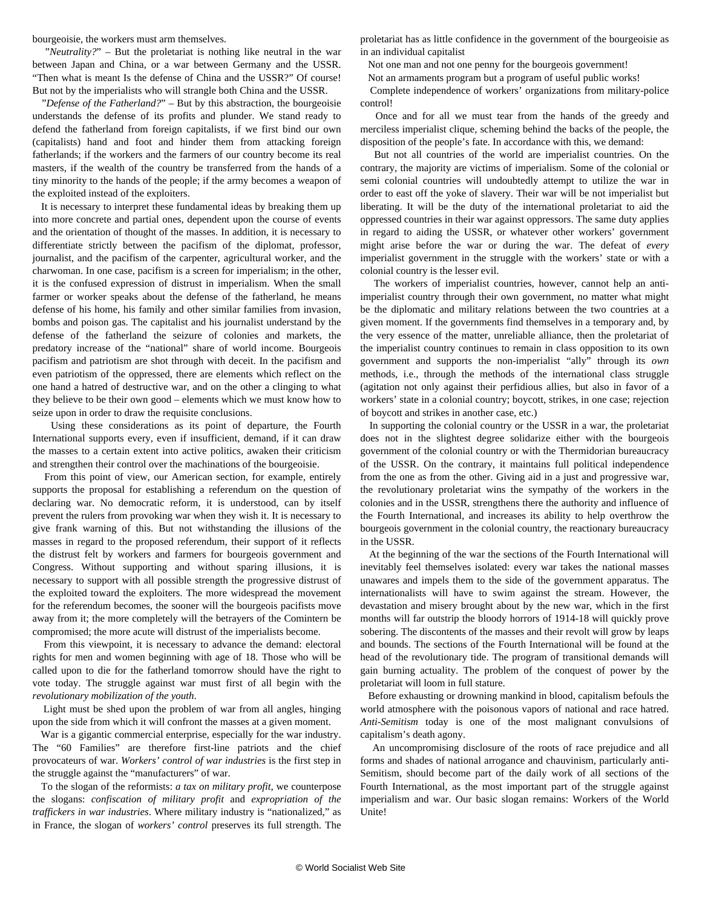bourgeoisie, the workers must arm themselves.

"*Neutrality?*" – But the proletariat is nothing like neutral in the war between Japan and China, or a war between Germany and the USSR. "Then what is meant Is the defense of China and the USSR?" Of course! But not by the imperialists who will strangle both China and the USSR.

"*Defense of the Fatherland?*" – But by this abstraction, the bourgeoisie understands the defense of its profits and plunder. We stand ready to defend the fatherland from foreign capitalists, if we first bind our own (capitalists) hand and foot and hinder them from attacking foreign fatherlands; if the workers and the farmers of our country become its real masters, if the wealth of the country be transferred from the hands of a tiny minority to the hands of the people; if the army becomes a weapon of the exploited instead of the exploiters.

It is necessary to interpret these fundamental ideas by breaking them up into more concrete and partial ones, dependent upon the course of events and the orientation of thought of the masses. In addition, it is necessary to differentiate strictly between the pacifism of the diplomat, professor, journalist, and the pacifism of the carpenter, agricultural worker, and the charwoman. In one case, pacifism is a screen for imperialism; in the other, it is the confused expression of distrust in imperialism. When the small farmer or worker speaks about the defense of the fatherland, he means defense of his home, his family and other similar families from invasion, bombs and poison gas. The capitalist and his journalist understand by the defense of the fatherland the seizure of colonies and markets, the predatory increase of the "national" share of world income. Bourgeois pacifism and patriotism are shot through with deceit. In the pacifism and even patriotism of the oppressed, there are elements which reflect on the one hand a hatred of destructive war, and on the other a clinging to what they believe to be their own good – elements which we must know how to seize upon in order to draw the requisite conclusions.

Using these considerations as its point of departure, the Fourth International supports every, even if insufficient, demand, if it can draw the masses to a certain extent into active politics, awaken their criticism and strengthen their control over the machinations of the bourgeoisie.

From this point of view, our American section, for example, entirely supports the proposal for establishing a referendum on the question of declaring war. No democratic reform, it is understood, can by itself prevent the rulers from provoking war when they wish it. It is necessary to give frank warning of this. But not withstanding the illusions of the masses in regard to the proposed referendum, their support of it reflects the distrust felt by workers and farmers for bourgeois government and Congress. Without supporting and without sparing illusions, it is necessary to support with all possible strength the progressive distrust of the exploited toward the exploiters. The more widespread the movement for the referendum becomes, the sooner will the bourgeois pacifists move away from it; the more completely will the betrayers of the Comintern be compromised; the more acute will distrust of the imperialists become.

From this viewpoint, it is necessary to advance the demand: electoral rights for men and women beginning with age of 18. Those who will be called upon to die for the fatherland tomorrow should have the right to vote today. The struggle against war must first of all begin with the *revolutionary mobilization of the youth*.

Light must be shed upon the problem of war from all angles, hinging upon the side from which it will confront the masses at a given moment.

War is a gigantic commercial enterprise, especially for the war industry. The "60 Families" are therefore first-line patriots and the chief provocateurs of war. *Workers' control of war industries* is the first step in the struggle against the "manufacturers" of war.

To the slogan of the reformists: *a tax on military profit*, we counterpose the slogans: *confiscation of military profit* and *expropriation of the traffickers in war industries*. Where military industry is "nationalized," as in France, the slogan of *workers' control* preserves its full strength. The proletariat has as little confidence in the government of the bourgeoisie as in an individual capitalist

Not one man and not one penny for the bourgeois government!

Not an armaments program but a program of useful public works!

Complete independence of workers' organizations from military-police control!

Once and for all we must tear from the hands of the greedy and merciless imperialist clique, scheming behind the backs of the people, the disposition of the people's fate. In accordance with this, we demand:

But not all countries of the world are imperialist countries. On the contrary, the majority are victims of imperialism. Some of the colonial or semi colonial countries will undoubtedly attempt to utilize the war in order to east off the yoke of slavery. Their war will be not imperialist but liberating. It will be the duty of the international proletariat to aid the oppressed countries in their war against oppressors. The same duty applies in regard to aiding the USSR, or whatever other workers' government might arise before the war or during the war. The defeat of *every* imperialist government in the struggle with the workers' state or with a colonial country is the lesser evil.

The workers of imperialist countries, however, cannot help an anti-imperialist country through their own government, no matter what might be the diplomatic and military relations between the two countries at a given moment. If the governments find themselves in a temporary and, by the very essence of the matter, unreliable alliance, then the proletariat of the imperialist country continues to remain in class opposition to its own government and supports the non-imperialist "ally" through its *own* methods, i.e., through the methods of the international class struggle (agitation not only against their perfidious allies, but also in favor of a workers' state in a colonial country; boycott, strikes, in one case; rejection of boycott and strikes in another case, etc.)

In supporting the colonial country or the USSR in a war, the proletariat does not in the slightest degree solidarize either with the bourgeois government of the colonial country or with the Thermidorian bureaucracy of the USSR. On the contrary, it maintains full political independence from the one as from the other. Giving aid in a just and progressive war, the revolutionary proletariat wins the sympathy of the workers in the colonies and in the USSR, strengthens there the authority and influence of the Fourth International, and increases its ability to help overthrow the bourgeois government in the colonial country, the reactionary bureaucracy in the USSR.

At the beginning of the war the sections of the Fourth International will inevitably feel themselves isolated: every war takes the national masses unawares and impels them to the side of the government apparatus. The internationalists will have to swim against the stream. However, the devastation and misery brought about by the new war, which in the first months will far outstrip the bloody horrors of 1914-18 will quickly prove sobering. The discontents of the masses and their revolt will grow by leaps and bounds. The sections of the Fourth International will be found at the head of the revolutionary tide. The program of transitional demands will gain burning actuality. The problem of the conquest of power by the proletariat will loom in full stature.

Before exhausting or drowning mankind in blood, capitalism befouls the world atmosphere with the poisonous vapors of national and race hatred. *Anti-Semitism* today is one of the most malignant convulsions of capitalism's death agony.

An uncompromising disclosure of the roots of race prejudice and all forms and shades of national arrogance and chauvinism, particularly anti-Semitism, should become part of the daily work of all sections of the Fourth International, as the most important part of the struggle against imperialism and war. Our basic slogan remains: Workers of the World Unite!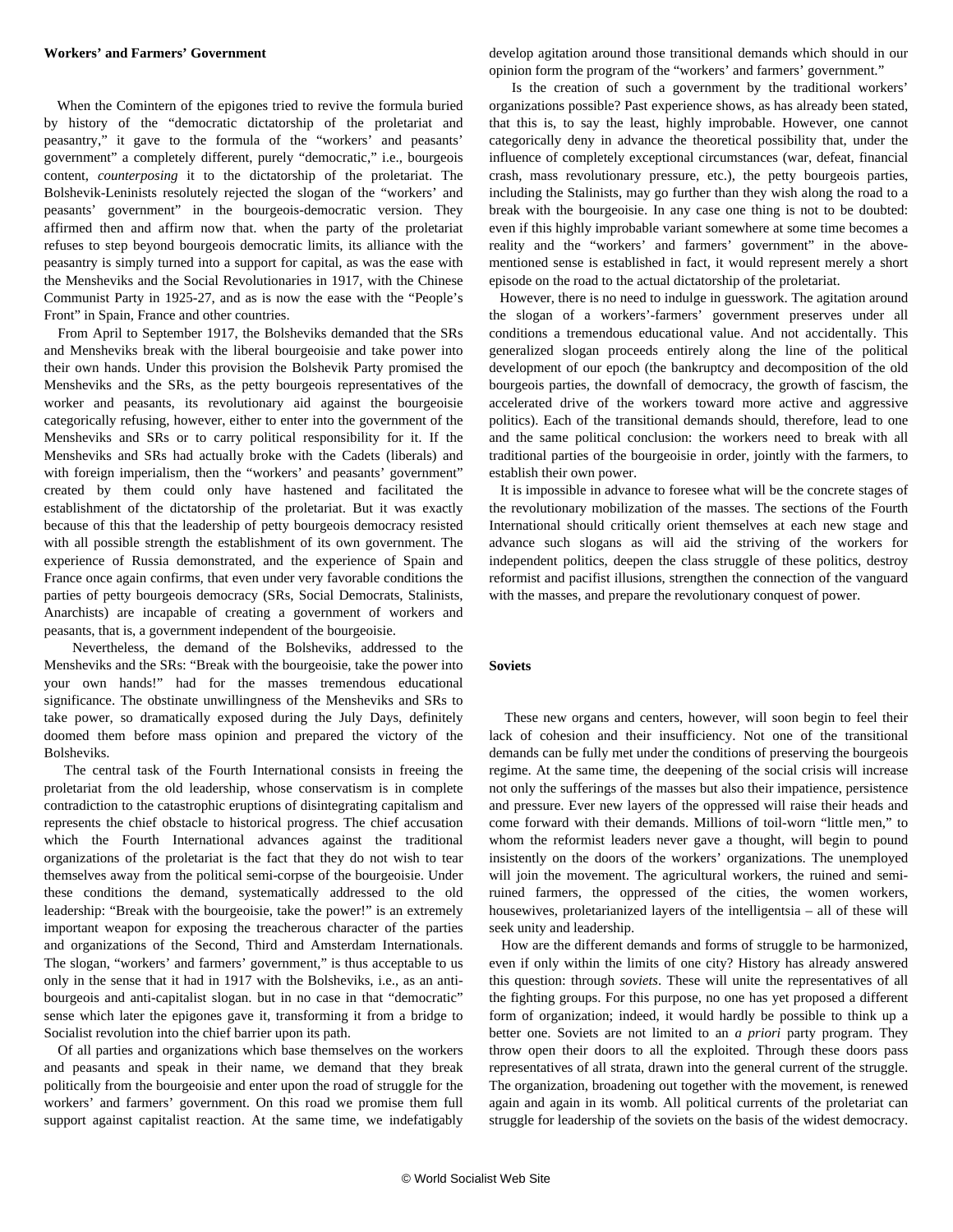**Workers' and Farmers' Government**

When the Comintern of the epigones tried to revive the formula buried by history of the "democratic dictatorship of the proletariat and peasantry," it gave to the formula of the "workers' and peasants' government" a completely different, purely "democratic," i.e., bourgeois content, *counterposing* it to the dictatorship of the proletariat. The Bolshevik-Leninists resolutely rejected the slogan of the "workers' and peasants' government" in the bourgeois-democratic version. They affirmed then and affirm now that. when the party of the proletariat refuses to step beyond bourgeois democratic limits, its alliance with the peasantry is simply turned into a support for capital, as was the ease with the Mensheviks and the Social Revolutionaries in 1917, with the Chinese Communist Party in 1925-27, and as is now the ease with the "People's Front" in Spain, France and other countries.

From April to September 1917, the Bolsheviks demanded that the SRs and Mensheviks break with the liberal bourgeoisie and take power into their own hands. Under this provision the Bolshevik Party promised the Mensheviks and the SRs, as the petty bourgeois representatives of the worker and peasants, its revolutionary aid against the bourgeoisie categorically refusing, however, either to enter into the government of the Mensheviks and SRs or to carry political responsibility for it. If the Mensheviks and SRs had actually broke with the Cadets (liberals) and with foreign imperialism, then the "workers' and peasants' government" created by them could only have hastened and facilitated the establishment of the dictatorship of the proletariat. But it was exactly because of this that the leadership of petty bourgeois democracy resisted with all possible strength the establishment of its own government. The experience of Russia demonstrated, and the experience of Spain and France once again confirms, that even under very favorable conditions the parties of petty bourgeois democracy (SRs, Social Democrats, Stalinists, Anarchists) are incapable of creating a government of workers and peasants, that is, a government independent of the bourgeoisie.

Nevertheless, the demand of the Bolsheviks, addressed to the Mensheviks and the SRs: "Break with the bourgeoisie, take the power into your own hands!" had for the masses tremendous educational significance. The obstinate unwillingness of the Mensheviks and SRs to take power, so dramatically exposed during the July Days, definitely doomed them before mass opinion and prepared the victory of the Bolsheviks.

The central task of the Fourth International consists in freeing the proletariat from the old leadership, whose conservatism is in complete contradiction to the catastrophic eruptions of disintegrating capitalism and represents the chief obstacle to historical progress. The chief accusation which the Fourth International advances against the traditional organizations of the proletariat is the fact that they do not wish to tear themselves away from the political semi-corpse of the bourgeoisie. Under these conditions the demand, systematically addressed to the old leadership: "Break with the bourgeoisie, take the power!" is an extremely important weapon for exposing the treacherous character of the parties and organizations of the Second, Third and Amsterdam Internationals. The slogan, "workers' and farmers' government," is thus acceptable to us only in the sense that it had in 1917 with the Bolsheviks, i.e., as an anti-bourgeois and anti-capitalist slogan. but in no case in that "democratic" sense which later the epigones gave it, transforming it from a bridge to Socialist revolution into the chief barrier upon its path.

Of all parties and organizations which base themselves on the workers and peasants and speak in their name, we demand that they break politically from the bourgeoisie and enter upon the road of struggle for the workers' and farmers' government. On this road we promise them full support against capitalist reaction. At the same time, we indefatigably develop agitation around those transitional demands which should in our opinion form the program of the "workers' and farmers' government."

Is the creation of such a government by the traditional workers' organizations possible? Past experience shows, as has already been stated, that this is, to say the least, highly improbable. However, one cannot categorically deny in advance the theoretical possibility that, under the influence of completely exceptional circumstances (war, defeat, financial crash, mass revolutionary pressure, etc.), the petty bourgeois parties, including the Stalinists, may go further than they wish along the road to a break with the bourgeoisie. In any case one thing is not to be doubted: even if this highly improbable variant somewhere at some time becomes a reality and the "workers' and farmers' government" in the above-mentioned sense is established in fact, it would represent merely a short episode on the road to the actual dictatorship of the proletariat.

However, there is no need to indulge in guesswork. The agitation around the slogan of a workers'-farmers' government preserves under all conditions a tremendous educational value. And not accidentally. This generalized slogan proceeds entirely along the line of the political development of our epoch (the bankruptcy and decomposition of the old bourgeois parties, the downfall of democracy, the growth of fascism, the accelerated drive of the workers toward more active and aggressive politics). Each of the transitional demands should, therefore, lead to one and the same political conclusion: the workers need to break with all traditional parties of the bourgeoisie in order, jointly with the farmers, to establish their own power.

It is impossible in advance to foresee what will be the concrete stages of the revolutionary mobilization of the masses. The sections of the Fourth International should critically orient themselves at each new stage and advance such slogans as will aid the striving of the workers for independent politics, deepen the class struggle of these politics, destroy reformist and pacifist illusions, strengthen the connection of the vanguard with the masses, and prepare the revolutionary conquest of power.

**Soviets**

These new organs and centers, however, will soon begin to feel their lack of cohesion and their insufficiency. Not one of the transitional demands can be fully met under the conditions of preserving the bourgeois regime. At the same time, the deepening of the social crisis will increase not only the sufferings of the masses but also their impatience, persistence and pressure. Ever new layers of the oppressed will raise their heads and come forward with their demands. Millions of toil-worn "little men," to whom the reformist leaders never gave a thought, will begin to pound insistently on the doors of the workers' organizations. The unemployed will join the movement. The agricultural workers, the ruined and semi-ruined farmers, the oppressed of the cities, the women workers, housewives, proletarianized layers of the intelligentsia – all of these will seek unity and leadership.

How are the different demands and forms of struggle to be harmonized, even if only within the limits of one city? History has already answered this question: through *soviets*. These will unite the representatives of all the fighting groups. For this purpose, no one has yet proposed a different form of organization; indeed, it would hardly be possible to think up a better one. Soviets are not limited to an *a priori* party program. They throw open their doors to all the exploited. Through these doors pass representatives of all strata, drawn into the general current of the struggle. The organization, broadening out together with the movement, is renewed again and again in its womb. All political currents of the proletariat can struggle for leadership of the soviets on the basis of the widest democracy.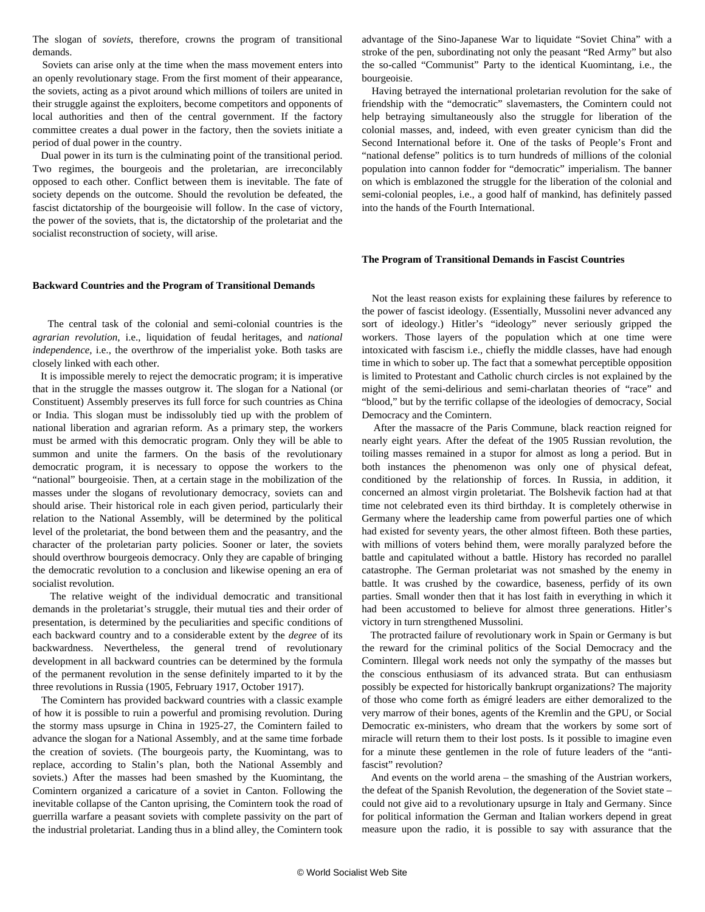The slogan of *soviets*, therefore, crowns the program of transitional demands.

Soviets can arise only at the time when the mass movement enters into an openly revolutionary stage. From the first moment of their appearance, the soviets, acting as a pivot around which millions of toilers are united in their struggle against the exploiters, become competitors and opponents of local authorities and then of the central government. If the factory committee creates a dual power in the factory, then the soviets initiate a period of dual power in the country.

Dual power in its turn is the culminating point of the transitional period. Two regimes, the bourgeois and the proletarian, are irreconcilably opposed to each other. Conflict between them is inevitable. The fate of society depends on the outcome. Should the revolution be defeated, the fascist dictatorship of the bourgeoisie will follow. In the case of victory, the power of the soviets, that is, the dictatorship of the proletariat and the socialist reconstruction of society, will arise.

### Backward Countries and the Program of Transitional Demands

The central task of the colonial and semi-colonial countries is the *agrarian revolution*, i.e., liquidation of feudal heritages, and *national independence*, i.e., the overthrow of the imperialist yoke. Both tasks are closely linked with each other.

It is impossible merely to reject the democratic program; it is imperative that in the struggle the masses outgrow it. The slogan for a National (or Constituent) Assembly preserves its full force for such countries as China or India. This slogan must be indissolubly tied up with the problem of national liberation and agrarian reform. As a primary step, the workers must be armed with this democratic program. Only they will be able to summon and unite the farmers. On the basis of the revolutionary democratic program, it is necessary to oppose the workers to the "national" bourgeoisie. Then, at a certain stage in the mobilization of the masses under the slogans of revolutionary democracy, soviets can and should arise. Their historical role in each given period, particularly their relation to the National Assembly, will be determined by the political level of the proletariat, the bond between them and the peasantry, and the character of the proletarian party policies. Sooner or later, the soviets should overthrow bourgeois democracy. Only they are capable of bringing the democratic revolution to a conclusion and likewise opening an era of socialist revolution.

The relative weight of the individual democratic and transitional demands in the proletariat's struggle, their mutual ties and their order of presentation, is determined by the peculiarities and specific conditions of each backward country and to a considerable extent by the *degree* of its backwardness. Nevertheless, the general trend of revolutionary development in all backward countries can be determined by the formula of the permanent revolution in the sense definitely imparted to it by the three revolutions in Russia (1905, February 1917, October 1917).

The Comintern has provided backward countries with a classic example of how it is possible to ruin a powerful and promising revolution. During the stormy mass upsurge in China in 1925-27, the Comintern failed to advance the slogan for a National Assembly, and at the same time forbade the creation of soviets. (The bourgeois party, the Kuomintang, was to replace, according to Stalin's plan, both the National Assembly and soviets.) After the masses had been smashed by the Kuomintang, the Comintern organized a caricature of a soviet in Canton. Following the inevitable collapse of the Canton uprising, the Comintern took the road of guerrilla warfare a peasant soviets with complete passivity on the part of the industrial proletariat. Landing thus in a blind alley, the Comintern took advantage of the Sino-Japanese War to liquidate "Soviet China" with a stroke of the pen, subordinating not only the peasant "Red Army" but also the so-called "Communist" Party to the identical Kuomintang, i.e., the bourgeoisie.

Having betrayed the international proletarian revolution for the sake of friendship with the "democratic" slavemasters, the Comintern could not help betraying simultaneously also the struggle for liberation of the colonial masses, and, indeed, with even greater cynicism than did the Second International before it. One of the tasks of People's Front and "national defense" politics is to turn hundreds of millions of the colonial population into cannon fodder for "democratic" imperialism. The banner on which is emblazoned the struggle for the liberation of the colonial and semi-colonial peoples, i.e., a good half of mankind, has definitely passed into the hands of the Fourth International.

### The Program of Transitional Demands in Fascist Countries

Not the least reason exists for explaining these failures by reference to the power of fascist ideology. (Essentially, Mussolini never advanced any sort of ideology.) Hitler's "ideology" never seriously gripped the workers. Those layers of the population which at one time were intoxicated with fascism i.e., chiefly the middle classes, have had enough time in which to sober up. The fact that a somewhat perceptible opposition is limited to Protestant and Catholic church circles is not explained by the might of the semi-delirious and semi-charlatan theories of "race" and "blood," but by the terrific collapse of the ideologies of democracy, Social Democracy and the Comintern.

After the massacre of the Paris Commune, black reaction reigned for nearly eight years. After the defeat of the 1905 Russian revolution, the toiling masses remained in a stupor for almost as long a period. But in both instances the phenomenon was only one of physical defeat, conditioned by the relationship of forces. In Russia, in addition, it concerned an almost virgin proletariat. The Bolshevik faction had at that time not celebrated even its third birthday. It is completely otherwise in Germany where the leadership came from powerful parties one of which had existed for seventy years, the other almost fifteen. Both these parties, with millions of voters behind them, were morally paralyzed before the battle and capitulated without a battle. History has recorded no parallel catastrophe. The German proletariat was not smashed by the enemy in battle. It was crushed by the cowardice, baseness, perfidy of its own parties. Small wonder then that it has lost faith in everything in which it had been accustomed to believe for almost three generations. Hitler's victory in turn strengthened Mussolini.

The protracted failure of revolutionary work in Spain or Germany is but the reward for the criminal politics of the Social Democracy and the Comintern. Illegal work needs not only the sympathy of the masses but the conscious enthusiasm of its advanced strata. But can enthusiasm possibly be expected for historically bankrupt organizations? The majority of those who come forth as émigré leaders are either demoralized to the very marrow of their bones, agents of the Kremlin and the GPU, or Social Democratic ex-ministers, who dream that the workers by some sort of miracle will return them to their lost posts. Is it possible to imagine even for a minute these gentlemen in the role of future leaders of the "anti-fascist" revolution?

And events on the world arena – the smashing of the Austrian workers, the defeat of the Spanish Revolution, the degeneration of the Soviet state – could not give aid to a revolutionary upsurge in Italy and Germany. Since for political information the German and Italian workers depend in great measure upon the radio, it is possible to say with assurance that the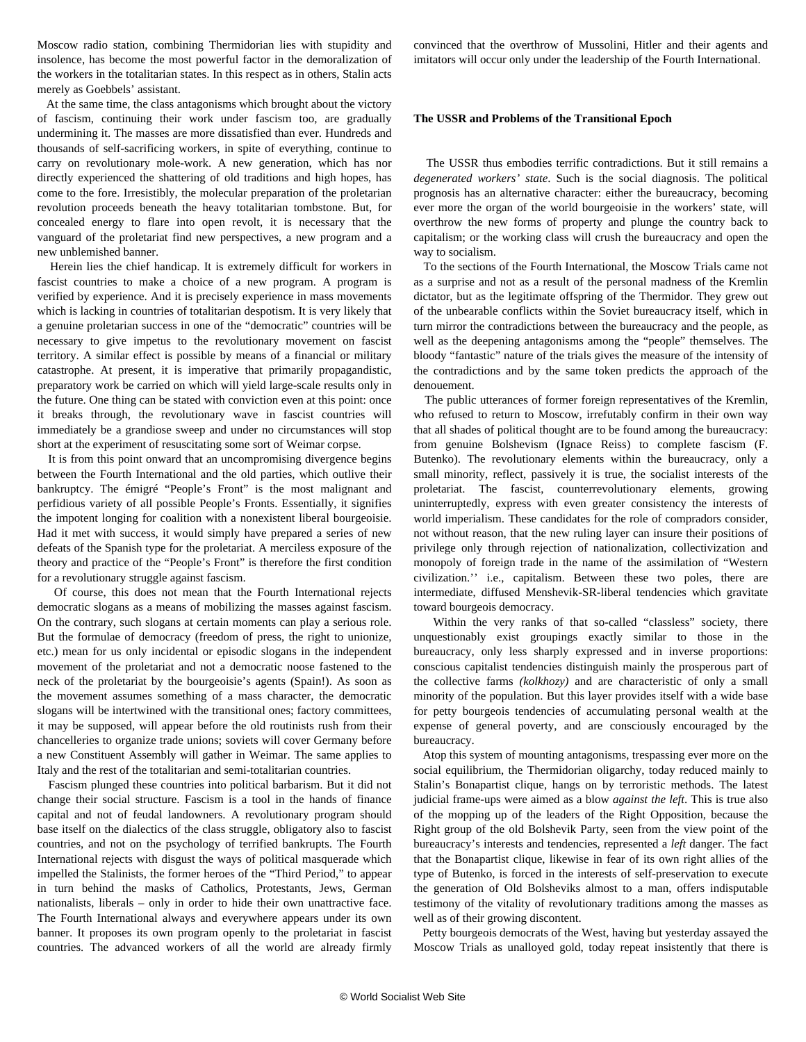Moscow radio station, combining Thermidorian lies with stupidity and insolence, has become the most powerful factor in the demoralization of the workers in the totalitarian states. In this respect as in others, Stalin acts merely as Goebbels' assistant.

At the same time, the class antagonisms which brought about the victory of fascism, continuing their work under fascism too, are gradually undermining it. The masses are more dissatisfied than ever. Hundreds and thousands of self-sacrificing workers, in spite of everything, continue to carry on revolutionary mole-work. A new generation, which has nor directly experienced the shattering of old traditions and high hopes, has come to the fore. Irresistibly, the molecular preparation of the proletarian revolution proceeds beneath the heavy totalitarian tombstone. But, for concealed energy to flare into open revolt, it is necessary that the vanguard of the proletariat find new perspectives, a new program and a new unblemished banner.

Herein lies the chief handicap. It is extremely difficult for workers in fascist countries to make a choice of a new program. A program is verified by experience. And it is precisely experience in mass movements which is lacking in countries of totalitarian despotism. It is very likely that a genuine proletarian success in one of the "democratic" countries will be necessary to give impetus to the revolutionary movement on fascist territory. A similar effect is possible by means of a financial or military catastrophe. At present, it is imperative that primarily propagandistic, preparatory work be carried on which will yield large-scale results only in the future. One thing can be stated with conviction even at this point: once it breaks through, the revolutionary wave in fascist countries will immediately be a grandiose sweep and under no circumstances will stop short at the experiment of resuscitating some sort of Weimar corpse.

It is from this point onward that an uncompromising divergence begins between the Fourth International and the old parties, which outlive their bankruptcy. The émigré "People's Front" is the most malignant and perfidious variety of all possible People's Fronts. Essentially, it signifies the impotent longing for coalition with a nonexistent liberal bourgeoisie. Had it met with success, it would simply have prepared a series of new defeats of the Spanish type for the proletariat. A merciless exposure of the theory and practice of the "People's Front" is therefore the first condition for a revolutionary struggle against fascism.

Of course, this does not mean that the Fourth International rejects democratic slogans as a means of mobilizing the masses against fascism. On the contrary, such slogans at certain moments can play a serious role. But the formulae of democracy (freedom of press, the right to unionize, etc.) mean for us only incidental or episodic slogans in the independent movement of the proletariat and not a democratic noose fastened to the neck of the proletariat by the bourgeoisie's agents (Spain!). As soon as the movement assumes something of a mass character, the democratic slogans will be intertwined with the transitional ones; factory committees, it may be supposed, will appear before the old routinists rush from their chancelleries to organize trade unions; soviets will cover Germany before a new Constituent Assembly will gather in Weimar. The same applies to Italy and the rest of the totalitarian and semi-totalitarian countries.

Fascism plunged these countries into political barbarism. But it did not change their social structure. Fascism is a tool in the hands of finance capital and not of feudal landowners. A revolutionary program should base itself on the dialectics of the class struggle, obligatory also to fascist countries, and not on the psychology of terrified bankrupts. The Fourth International rejects with disgust the ways of political masquerade which impelled the Stalinists, the former heroes of the "Third Period," to appear in turn behind the masks of Catholics, Protestants, Jews, German nationalists, liberals – only in order to hide their own unattractive face. The Fourth International always and everywhere appears under its own banner. It proposes its own program openly to the proletariat in fascist countries. The advanced workers of all the world are already firmly convinced that the overthrow of Mussolini, Hitler and their agents and imitators will occur only under the leadership of the Fourth International.

**The USSR and Problems of the Transitional Epoch**

The USSR thus embodies terrific contradictions. But it still remains a *degenerated workers' state*. Such is the social diagnosis. The political prognosis has an alternative character: either the bureaucracy, becoming ever more the organ of the world bourgeoisie in the workers' state, will overthrow the new forms of property and plunge the country back to capitalism; or the working class will crush the bureaucracy and open the way to socialism.

To the sections of the Fourth International, the Moscow Trials came not as a surprise and not as a result of the personal madness of the Kremlin dictator, but as the legitimate offspring of the Thermidor. They grew out of the unbearable conflicts within the Soviet bureaucracy itself, which in turn mirror the contradictions between the bureaucracy and the people, as well as the deepening antagonisms among the "people" themselves. The bloody "fantastic" nature of the trials gives the measure of the intensity of the contradictions and by the same token predicts the approach of the denouement.

The public utterances of former foreign representatives of the Kremlin, who refused to return to Moscow, irrefutably confirm in their own way that all shades of political thought are to be found among the bureaucracy: from genuine Bolshevism (Ignace Reiss) to complete fascism (F. Butenko). The revolutionary elements within the bureaucracy, only a small minority, reflect, passively it is true, the socialist interests of the proletariat. The fascist, counterrevolutionary elements, growing uninterruptedly, express with even greater consistency the interests of world imperialism. These candidates for the role of compradors consider, not without reason, that the new ruling layer can insure their positions of privilege only through rejection of nationalization, collectivization and monopoly of foreign trade in the name of the assimilation of "Western civilization.'' i.e., capitalism. Between these two poles, there are intermediate, diffused Menshevik-SR-liberal tendencies which gravitate toward bourgeois democracy.

Within the very ranks of that so-called "classless" society, there unquestionably exist groupings exactly similar to those in the bureaucracy, only less sharply expressed and in inverse proportions: conscious capitalist tendencies distinguish mainly the prosperous part of the collective farms *(kolkhozy)* and are characteristic of only a small minority of the population. But this layer provides itself with a wide base for petty bourgeois tendencies of accumulating personal wealth at the expense of general poverty, and are consciously encouraged by the bureaucracy.

Atop this system of mounting antagonisms, trespassing ever more on the social equilibrium, the Thermidorian oligarchy, today reduced mainly to Stalin's Bonapartist clique, hangs on by terroristic methods. The latest judicial frame-ups were aimed as a blow *against the left*. This is true also of the mopping up of the leaders of the Right Opposition, because the Right group of the old Bolshevik Party, seen from the view point of the bureaucracy's interests and tendencies, represented a *left* danger. The fact that the Bonapartist clique, likewise in fear of its own right allies of the type of Butenko, is forced in the interests of self-preservation to execute the generation of Old Bolsheviks almost to a man, offers indisputable testimony of the vitality of revolutionary traditions among the masses as well as of their growing discontent.

Petty bourgeois democrats of the West, having but yesterday assayed the Moscow Trials as unalloyed gold, today repeat insistently that there is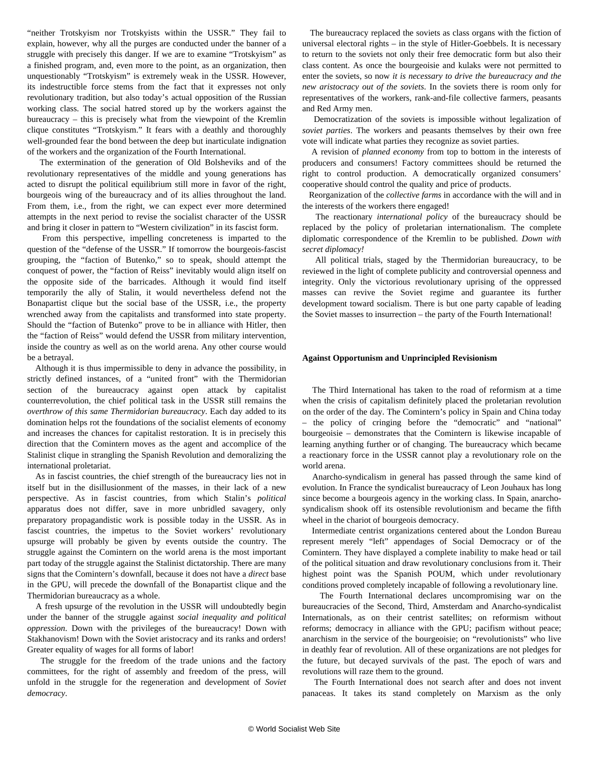"neither Trotskyism nor Trotskyists within the USSR." They fail to explain, however, why all the purges are conducted under the banner of a struggle with precisely this danger. If we are to examine "Trotskyism" as a finished program, and, even more to the point, as an organization, then unquestionably "Trotskyism" is extremely weak in the USSR. However, its indestructible force stems from the fact that it expresses not only revolutionary tradition, but also today's actual opposition of the Russian working class. The social hatred stored up by the workers against the bureaucracy – this is precisely what from the viewpoint of the Kremlin clique constitutes "Trotskyism." It fears with a deathly and thoroughly well-grounded fear the bond between the deep but inarticulate indignation of the workers and the organization of the Fourth International.

The extermination of the generation of Old Bolsheviks and of the revolutionary representatives of the middle and young generations has acted to disrupt the political equilibrium still more in favor of the right, bourgeois wing of the bureaucracy and of its allies throughout the land. From them, i.e., from the right, we can expect ever more determined attempts in the next period to revise the socialist character of the USSR and bring it closer in pattern to "Western civilization" in its fascist form.

From this perspective, impelling concreteness is imparted to the question of the "defense of the USSR." If tomorrow the bourgeois-fascist grouping, the "faction of Butenko," so to speak, should attempt the conquest of power, the "faction of Reiss" inevitably would align itself on the opposite side of the barricades. Although it would find itself temporarily the ally of Stalin, it would nevertheless defend not the Bonapartist clique but the social base of the USSR, i.e., the property wrenched away from the capitalists and transformed into state property. Should the "faction of Butenko" prove to be in alliance with Hitler, then the "faction of Reiss" would defend the USSR from military intervention, inside the country as well as on the world arena. Any other course would be a betrayal.

Although it is thus impermissible to deny in advance the possibility, in strictly defined instances, of a "united front" with the Thermidorian section of the bureaucracy against open attack by capitalist counterrevolution, the chief political task in the USSR still remains the *overthrow of this same Thermidorian bureaucracy*. Each day added to its domination helps rot the foundations of the socialist elements of economy and increases the chances for capitalist restoration. It is in precisely this direction that the Comintern moves as the agent and accomplice of the Stalinist clique in strangling the Spanish Revolution and demoralizing the international proletariat.

As in fascist countries, the chief strength of the bureaucracy lies not in itself but in the disillusionment of the masses, in their lack of a new perspective. As in fascist countries, from which Stalin's *political* apparatus does not differ, save in more unbridled savagery, only preparatory propagandistic work is possible today in the USSR. As in fascist countries, the impetus to the Soviet workers' revolutionary upsurge will probably be given by events outside the country. The struggle against the Comintern on the world arena is the most important part today of the struggle against the Stalinist dictatorship. There are many signs that the Comintern's downfall, because it does not have a *direct* base in the GPU, will precede the downfall of the Bonapartist clique and the Thermidorian bureaucracy as a whole.

A fresh upsurge of the revolution in the USSR will undoubtedly begin under the banner of the struggle against *social inequality and political oppression*. Down with the privileges of the bureaucracy! Down with Stakhanovism! Down with the Soviet aristocracy and its ranks and orders! Greater equality of wages for all forms of labor!

The struggle for the freedom of the trade unions and the factory committees, for the right of assembly and freedom of the press, will unfold in the struggle for the regeneration and development of *Soviet democracy*.

The bureaucracy replaced the soviets as class organs with the fiction of universal electoral rights – in the style of Hitler-Goebbels. It is necessary to return to the soviets not only their free democratic form but also their class content. As once the bourgeoisie and kulaks were not permitted to enter the soviets, so now *it is necessary to drive the bureaucracy and the new aristocracy out of the soviets*. In the soviets there is room only for representatives of the workers, rank-and-file collective farmers, peasants and Red Army men.

Democratization of the soviets is impossible without legalization of *soviet parties*. The workers and peasants themselves by their own free vote will indicate what parties they recognize as soviet parties.

A revision of *planned economy* from top to bottom in the interests of producers and consumers! Factory committees should be returned the right to control production. A democratically organized consumers' cooperative should control the quality and price of products.

Reorganization of the *collective farms* in accordance with the will and in the interests of the workers there engaged!

The reactionary *international policy* of the bureaucracy should be replaced by the policy of proletarian internationalism. The complete diplomatic correspondence of the Kremlin to be published. *Down with secret diplomacy!*

All political trials, staged by the Thermidorian bureaucracy, to be reviewed in the light of complete publicity and controversial openness and integrity. Only the victorious revolutionary uprising of the oppressed masses can revive the Soviet regime and guarantee its further development toward socialism. There is but one party capable of leading the Soviet masses to insurrection – the party of the Fourth International!

**Against Opportunism and Unprincipled Revisionism**

The Third International has taken to the road of reformism at a time when the crisis of capitalism definitely placed the proletarian revolution on the order of the day. The Comintern's policy in Spain and China today – the policy of cringing before the "democratic" and "national" bourgeoisie – demonstrates that the Comintern is likewise incapable of learning anything further or of changing. The bureaucracy which became a reactionary force in the USSR cannot play a revolutionary role on the world arena.

Anarcho-syndicalism in general has passed through the same kind of evolution. In France the syndicalist bureaucracy of Leon Jouhaux has long since become a bourgeois agency in the working class. In Spain, anarcho-syndicalism shook off its ostensible revolutionism and became the fifth wheel in the chariot of bourgeois democracy.

Intermediate centrist organizations centered about the London Bureau represent merely "left" appendages of Social Democracy or of the Comintern. They have displayed a complete inability to make head or tail of the political situation and draw revolutionary conclusions from it. Their highest point was the Spanish POUM, which under revolutionary conditions proved completely incapable of following a revolutionary line.

The Fourth International declares uncompromising war on the bureaucracies of the Second, Third, Amsterdam and Anarcho-syndicalist Internationals, as on their centrist satellites; on reformism without reforms; democracy in alliance with the GPU; pacifism without peace; anarchism in the service of the bourgeoisie; on "revolutionists" who live in deathly fear of revolution. All of these organizations are not pledges for the future, but decayed survivals of the past. The epoch of wars and revolutions will raze them to the ground.

The Fourth International does not search after and does not invent panaceas. It takes its stand completely on Marxism as the only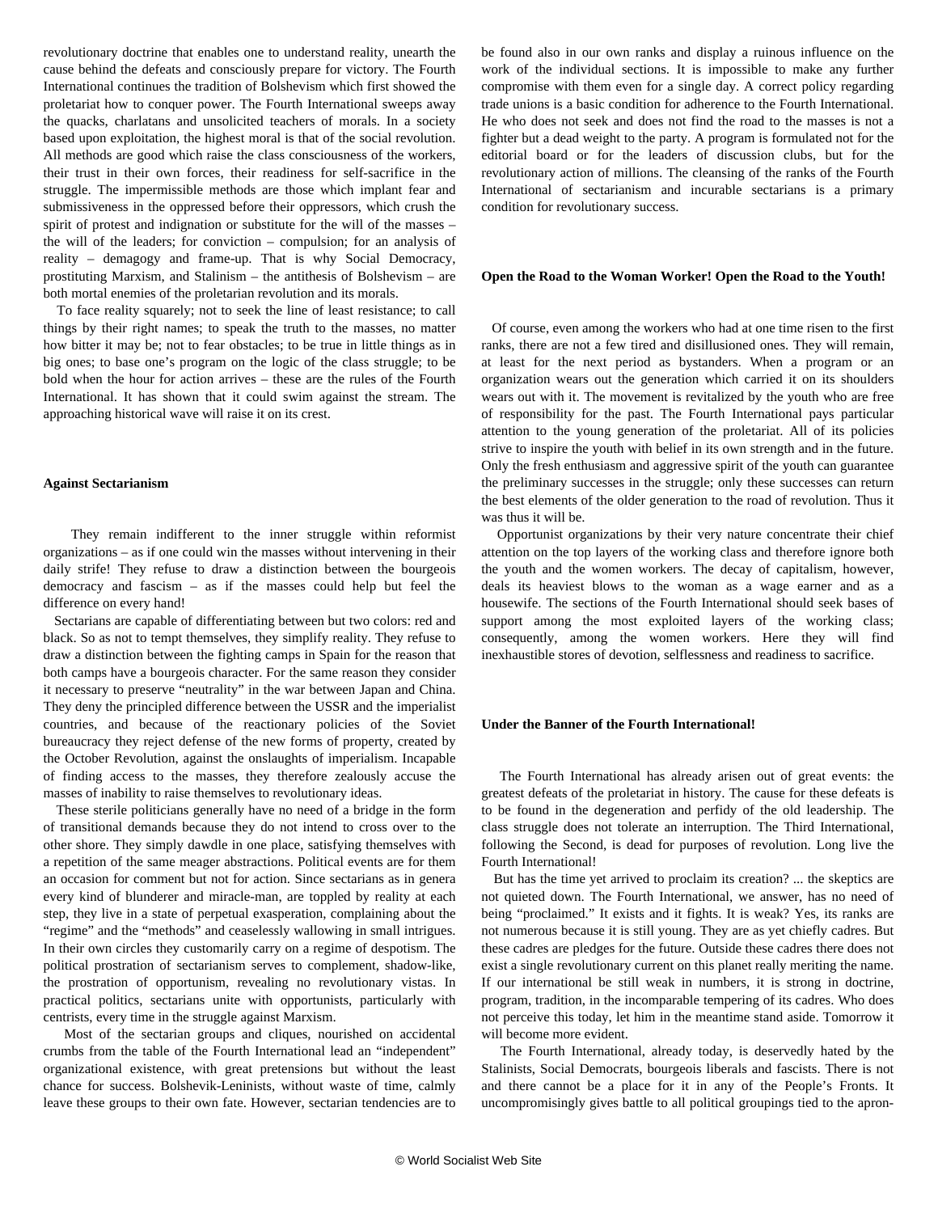revolutionary doctrine that enables one to understand reality, unearth the cause behind the defeats and consciously prepare for victory. The Fourth International continues the tradition of Bolshevism which first showed the proletariat how to conquer power. The Fourth International sweeps away the quacks, charlatans and unsolicited teachers of morals. In a society based upon exploitation, the highest moral is that of the social revolution. All methods are good which raise the class consciousness of the workers, their trust in their own forces, their readiness for self-sacrifice in the struggle. The impermissible methods are those which implant fear and submissiveness in the oppressed before their oppressors, which crush the spirit of protest and indignation or substitute for the will of the masses – the will of the leaders; for conviction – compulsion; for an analysis of reality – demagogy and frame-up. That is why Social Democracy, prostituting Marxism, and Stalinism – the antithesis of Bolshevism – are both mortal enemies of the proletarian revolution and its morals.

To face reality squarely; not to seek the line of least resistance; to call things by their right names; to speak the truth to the masses, no matter how bitter it may be; not to fear obstacles; to be true in little things as in big ones; to base one's program on the logic of the class struggle; to be bold when the hour for action arrives – these are the rules of the Fourth International. It has shown that it could swim against the stream. The approaching historical wave will raise it on its crest.

**Against Sectarianism**

They remain indifferent to the inner struggle within reformist organizations – as if one could win the masses without intervening in their daily strife! They refuse to draw a distinction between the bourgeois democracy and fascism – as if the masses could help but feel the difference on every hand!

Sectarians are capable of differentiating between but two colors: red and black. So as not to tempt themselves, they simplify reality. They refuse to draw a distinction between the fighting camps in Spain for the reason that both camps have a bourgeois character. For the same reason they consider it necessary to preserve "neutrality" in the war between Japan and China. They deny the principled difference between the USSR and the imperialist countries, and because of the reactionary policies of the Soviet bureaucracy they reject defense of the new forms of property, created by the October Revolution, against the onslaughts of imperialism. Incapable of finding access to the masses, they therefore zealously accuse the masses of inability to raise themselves to revolutionary ideas.

These sterile politicians generally have no need of a bridge in the form of transitional demands because they do not intend to cross over to the other shore. They simply dawdle in one place, satisfying themselves with a repetition of the same meager abstractions. Political events are for them an occasion for comment but not for action. Since sectarians as in genera every kind of blunderer and miracle-man, are toppled by reality at each step, they live in a state of perpetual exasperation, complaining about the "regime" and the "methods" and ceaselessly wallowing in small intrigues. In their own circles they customarily carry on a regime of despotism. The political prostration of sectarianism serves to complement, shadow-like, the prostration of opportunism, revealing no revolutionary vistas. In practical politics, sectarians unite with opportunists, particularly with centrists, every time in the struggle against Marxism.

Most of the sectarian groups and cliques, nourished on accidental crumbs from the table of the Fourth International lead an "independent" organizational existence, with great pretensions but without the least chance for success. Bolshevik-Leninists, without waste of time, calmly leave these groups to their own fate. However, sectarian tendencies are to be found also in our own ranks and display a ruinous influence on the work of the individual sections. It is impossible to make any further compromise with them even for a single day. A correct policy regarding trade unions is a basic condition for adherence to the Fourth International. He who does not seek and does not find the road to the masses is not a fighter but a dead weight to the party. A program is formulated not for the editorial board or for the leaders of discussion clubs, but for the revolutionary action of millions. The cleansing of the ranks of the Fourth International of sectarianism and incurable sectarians is a primary condition for revolutionary success.

**Open the Road to the Woman Worker! Open the Road to the Youth!**

Of course, even among the workers who had at one time risen to the first ranks, there are not a few tired and disillusioned ones. They will remain, at least for the next period as bystanders. When a program or an organization wears out the generation which carried it on its shoulders wears out with it. The movement is revitalized by the youth who are free of responsibility for the past. The Fourth International pays particular attention to the young generation of the proletariat. All of its policies strive to inspire the youth with belief in its own strength and in the future. Only the fresh enthusiasm and aggressive spirit of the youth can guarantee the preliminary successes in the struggle; only these successes can return the best elements of the older generation to the road of revolution. Thus it was thus it will be.

Opportunist organizations by their very nature concentrate their chief attention on the top layers of the working class and therefore ignore both the youth and the women workers. The decay of capitalism, however, deals its heaviest blows to the woman as a wage earner and as a housewife. The sections of the Fourth International should seek bases of support among the most exploited layers of the working class; consequently, among the women workers. Here they will find inexhaustible stores of devotion, selflessness and readiness to sacrifice.

**Under the Banner of the Fourth International!**

The Fourth International has already arisen out of great events: the greatest defeats of the proletariat in history. The cause for these defeats is to be found in the degeneration and perfidy of the old leadership. The class struggle does not tolerate an interruption. The Third International, following the Second, is dead for purposes of revolution. Long live the Fourth International!

But has the time yet arrived to proclaim its creation? ... the skeptics are not quieted down. The Fourth International, we answer, has no need of being "proclaimed." It exists and it fights. It is weak? Yes, its ranks are not numerous because it is still young. They are as yet chiefly cadres. But these cadres are pledges for the future. Outside these cadres there does not exist a single revolutionary current on this planet really meriting the name. If our international be still weak in numbers, it is strong in doctrine, program, tradition, in the incomparable tempering of its cadres. Who does not perceive this today, let him in the meantime stand aside. Tomorrow it will become more evident.

The Fourth International, already today, is deservedly hated by the Stalinists, Social Democrats, bourgeois liberals and fascists. There is not and there cannot be a place for it in any of the People's Fronts. It uncompromisingly gives battle to all political groupings tied to the apron-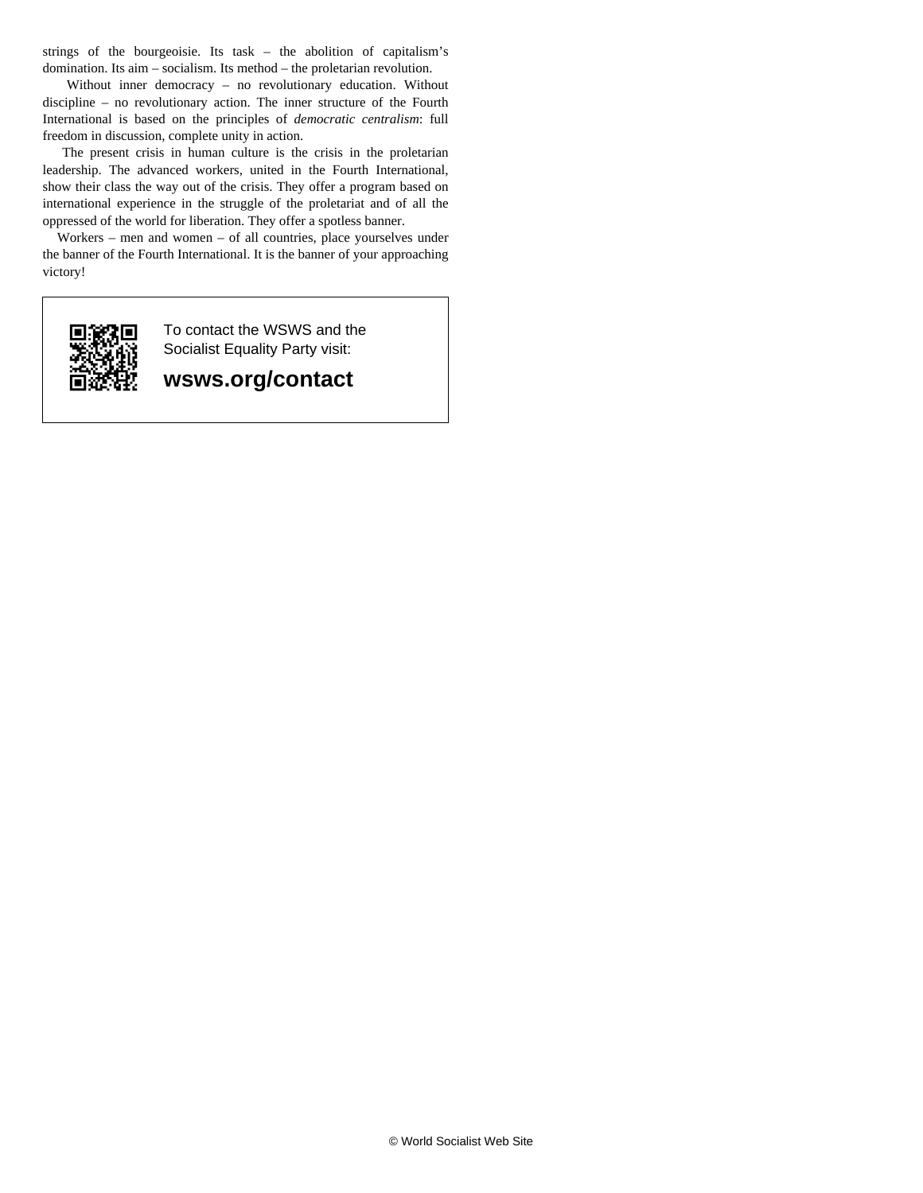strings of the bourgeoisie. Its task – the abolition of capitalism's domination. Its aim – socialism. Its method – the proletarian revolution.

Without inner democracy – no revolutionary education. Without discipline – no revolutionary action. The inner structure of the Fourth International is based on the principles of *democratic centralism*: full freedom in discussion, complete unity in action.

The present crisis in human culture is the crisis in the proletarian leadership. The advanced workers, united in the Fourth International, show their class the way out of the crisis. They offer a program based on international experience in the struggle of the proletariat and of all the oppressed of the world for liberation. They offer a spotless banner.

Workers – men and women – of all countries, place yourselves under the banner of the Fourth International. It is the banner of your approaching victory!

To contact the WSWS and the Socialist Equality Party visit:

**wsws.org/contact**